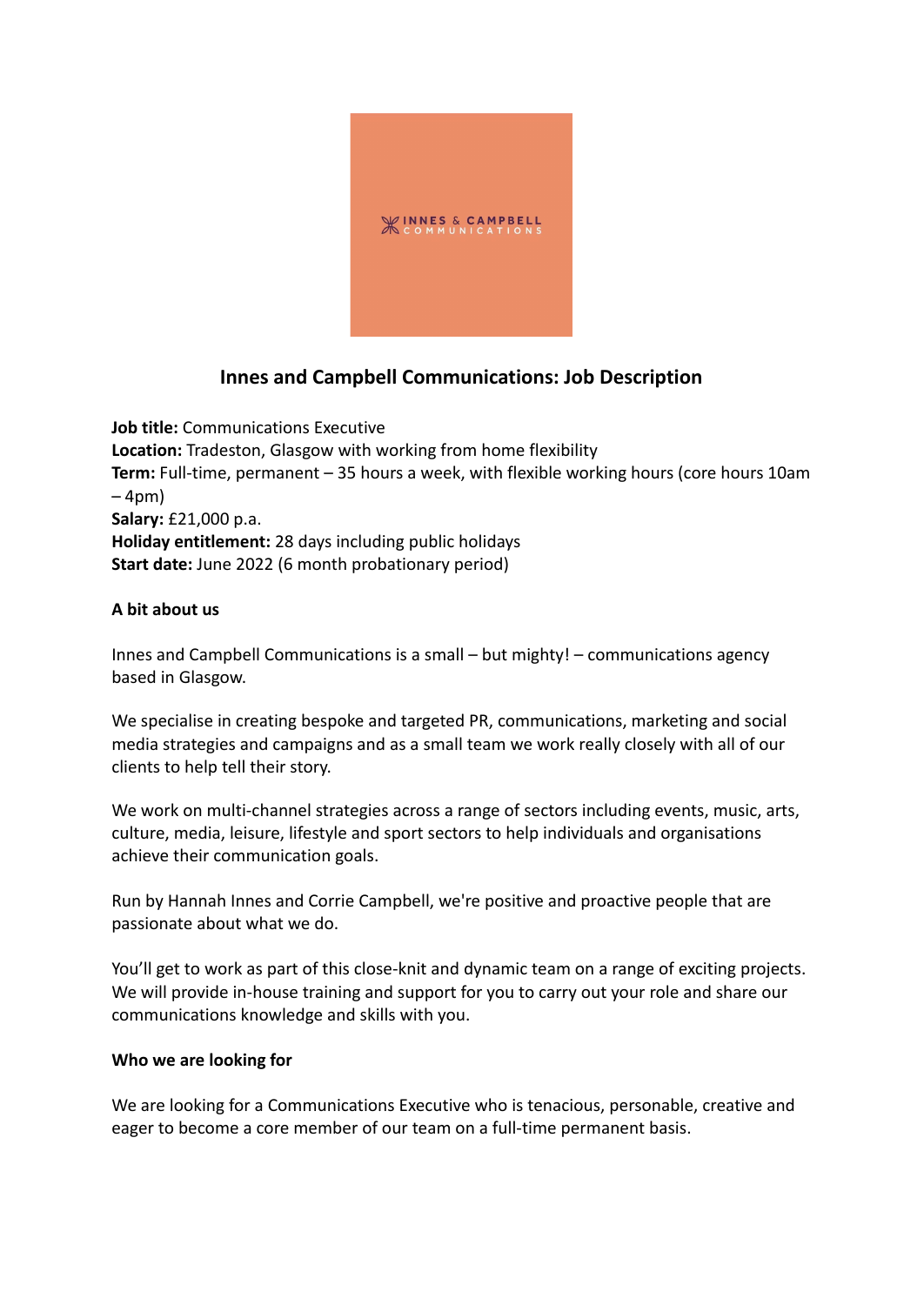# Innes and Campbell Communications: Job Description

**Job title:** Communications Executive
**Location:** Tradeston, Glasgow with working from home flexibility
**Term:** Full-time, permanent – 35 hours a week, with flexible working hours (core hours 10am – 4pm)
**Salary:** £21,000 p.a.
**Holiday entitlement:** 28 days including public holidays
**Start date:** June 2022 (6 month probationary period)

## A bit about us

Innes and Campbell Communications is a small – but mighty! – communications agency based in Glasgow.

We specialise in creating bespoke and targeted PR, communications, marketing and social media strategies and campaigns and as a small team we work really closely with all of our clients to help tell their story.

We work on multi-channel strategies across a range of sectors including events, music, arts, culture, media, leisure, lifestyle and sport sectors to help individuals and organisations achieve their communication goals.

Run by Hannah Innes and Corrie Campbell, we're positive and proactive people that are passionate about what we do.

You'll get to work as part of this close-knit and dynamic team on a range of exciting projects. We will provide in-house training and support for you to carry out your role and share our communications knowledge and skills with you.

## Who we are looking for

We are looking for a Communications Executive who is tenacious, personable, creative and eager to become a core member of our team on a full-time permanent basis.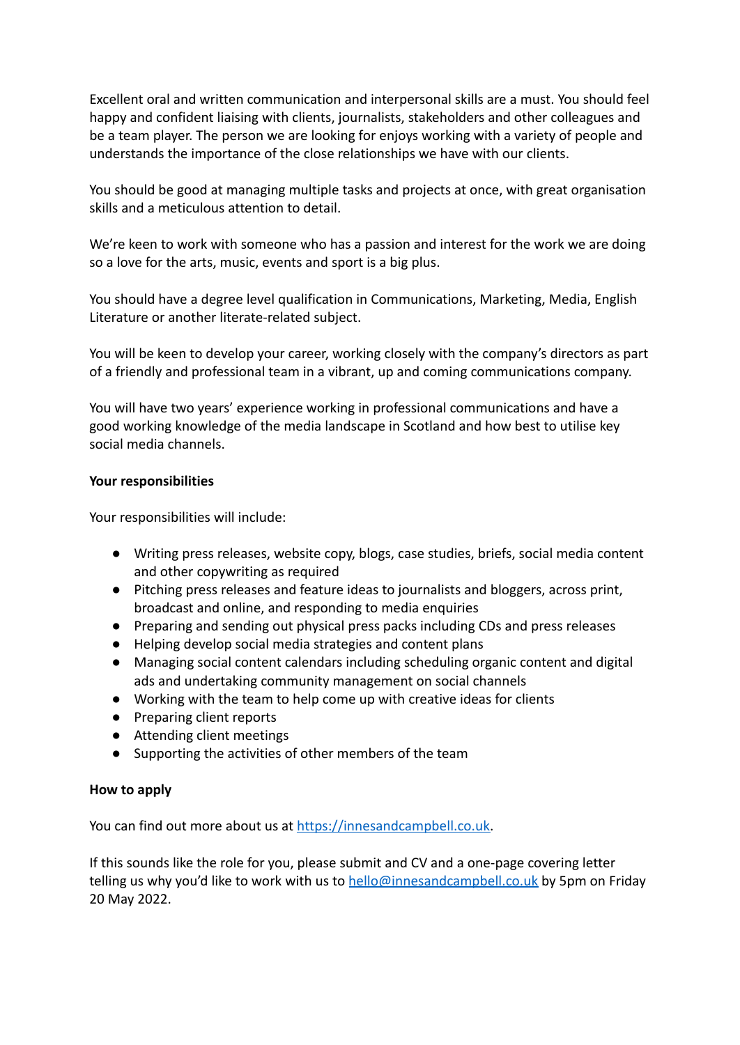Excellent oral and written communication and interpersonal skills are a must. You should feel happy and confident liaising with clients, journalists, stakeholders and other colleagues and be a team player. The person we are looking for enjoys working with a variety of people and understands the importance of the close relationships we have with our clients.

You should be good at managing multiple tasks and projects at once, with great organisation skills and a meticulous attention to detail.

We're keen to work with someone who has a passion and interest for the work we are doing so a love for the arts, music, events and sport is a big plus.

You should have a degree level qualification in Communications, Marketing, Media, English Literature or another literate-related subject.

You will be keen to develop your career, working closely with the company's directors as part of a friendly and professional team in a vibrant, up and coming communications company.

You will have two years' experience working in professional communications and have a good working knowledge of the media landscape in Scotland and how best to utilise key social media channels.

**Your responsibilities**

Your responsibilities will include:

- Writing press releases, website copy, blogs, case studies, briefs, social media content and other copywriting as required
- Pitching press releases and feature ideas to journalists and bloggers, across print, broadcast and online, and responding to media enquiries
- Preparing and sending out physical press packs including CDs and press releases
- Helping develop social media strategies and content plans
- Managing social content calendars including scheduling organic content and digital ads and undertaking community management on social channels
- Working with the team to help come up with creative ideas for clients
- Preparing client reports
- Attending client meetings
- Supporting the activities of other members of the team

**How to apply**

You can find out more about us at [https://innesandcampbell.co.uk](https://innesandcampbell.co.uk).

If this sounds like the role for you, please submit and CV and a one-page covering letter telling us why you'd like to work with us to [hello@innesandcampbell.co.uk](mailto:hello@innesandcampbell.co.uk) by 5pm on Friday 20 May 2022.